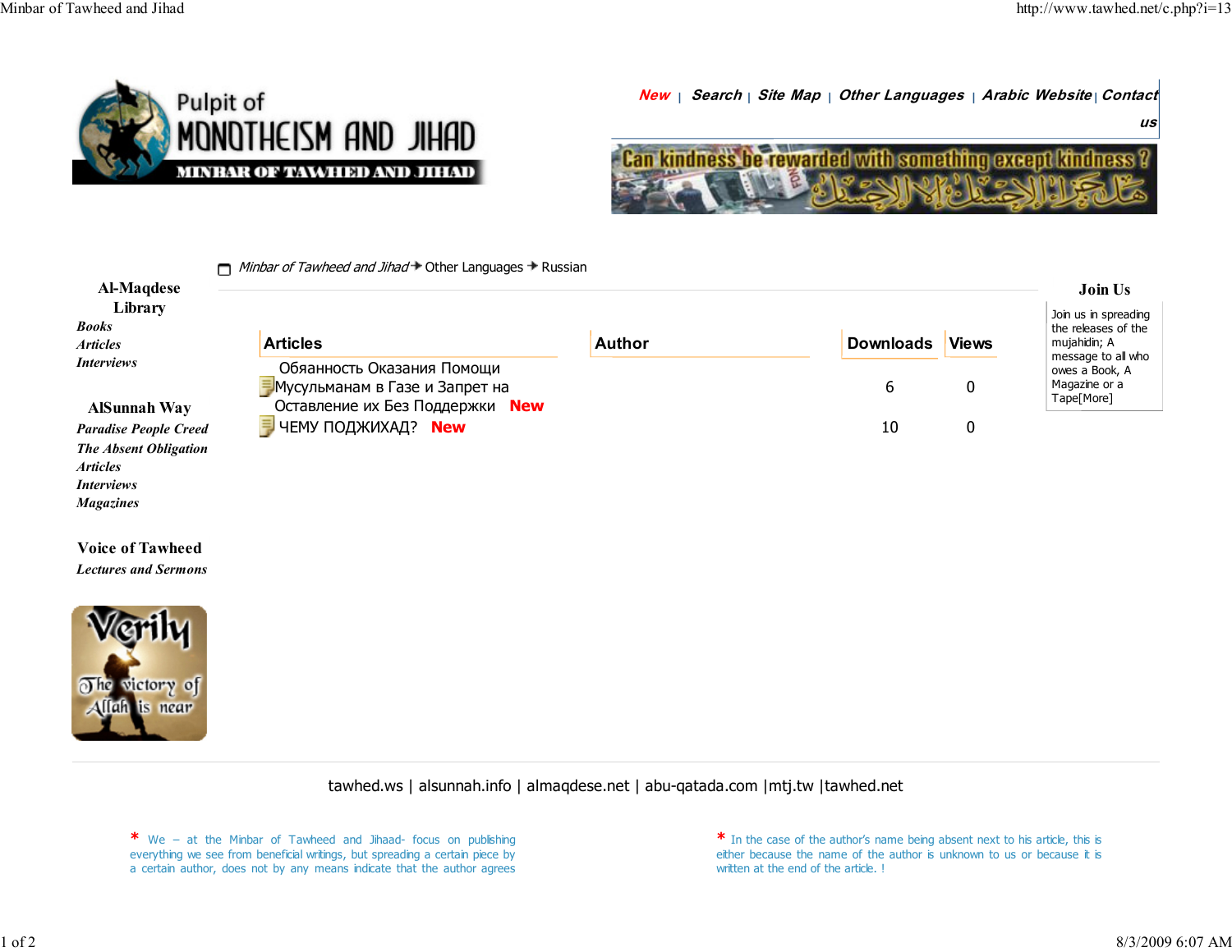Pulpit of MONOTHEISM AND JIHAD

MINBAR OF TAWHEED AND JIHAD

*New* | *Search* | *Site Map* | *Other Languages* | *Arabic Website* | *Contact us*

Can kindness be rewarded with something except kindness?

هل جزاء الإحسان إلا الإحسان

*Minbar of Tawheed and Jihad* → Other Languages → Russian

**Al-Maqdese Library**

*Books*
*Articles*
*Interviews*

**AlSunnah Way**

*Paradise People Creed*
*The Absent Obligation*
*Articles*
*Interviews*
*Magazines*

**Voice of Tawheed**

*Lectures and Sermons*

Verily The victory of Allah is near

| Articles | Author | Downloads | Views |
| --- | --- | --- | --- |
| Обяанность Оказания Помощи Мусульманам в Газе и Запрет на Оставление их Без Поддержки **New** | | 6 | 0 |
| ЧЕМУ ПОДЖИХАД? **New** | | 10 | 0 |

**Join Us**

Join us in spreading the releases of the mujahidin; A message to all who owes a Book, A Magazine or a Tape[More]

tawhed.ws | alsunnah.info | almaqdese.net | abu-qatada.com |mtj.tw |tawhed.net

* We – at the Minbar of Tawheed and Jihaad- focus on publishing everything we see from beneficial writings, but spreading a certain piece by a certain author, does not by any means indicate that the author agrees

* In the case of the author's name being absent next to his article, this is either because the name of the author is unknown to us or because it is written at the end of the article. !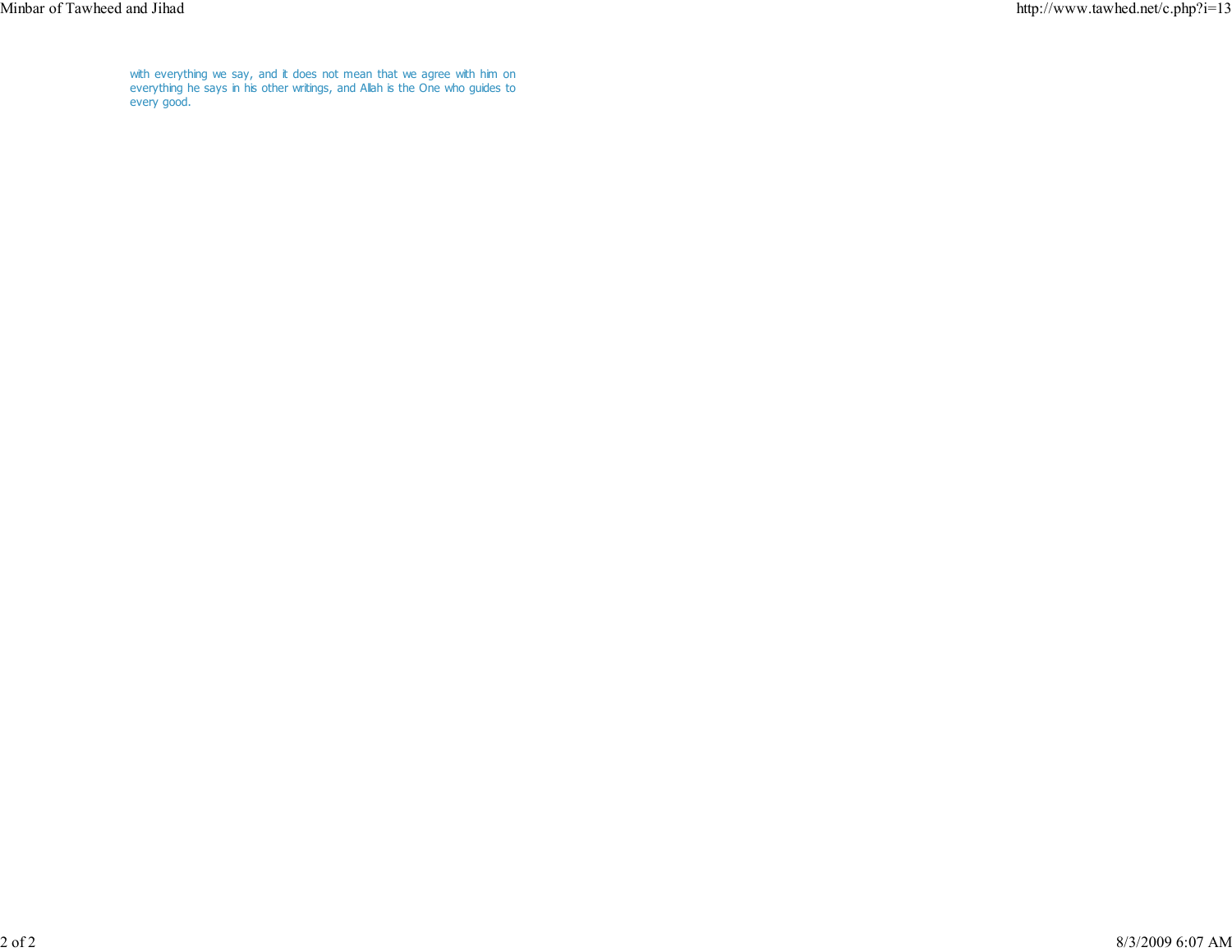with everything we say, and it does not mean that we agree with him on everything he says in his other writings, and Allah is the One who guides to every good.